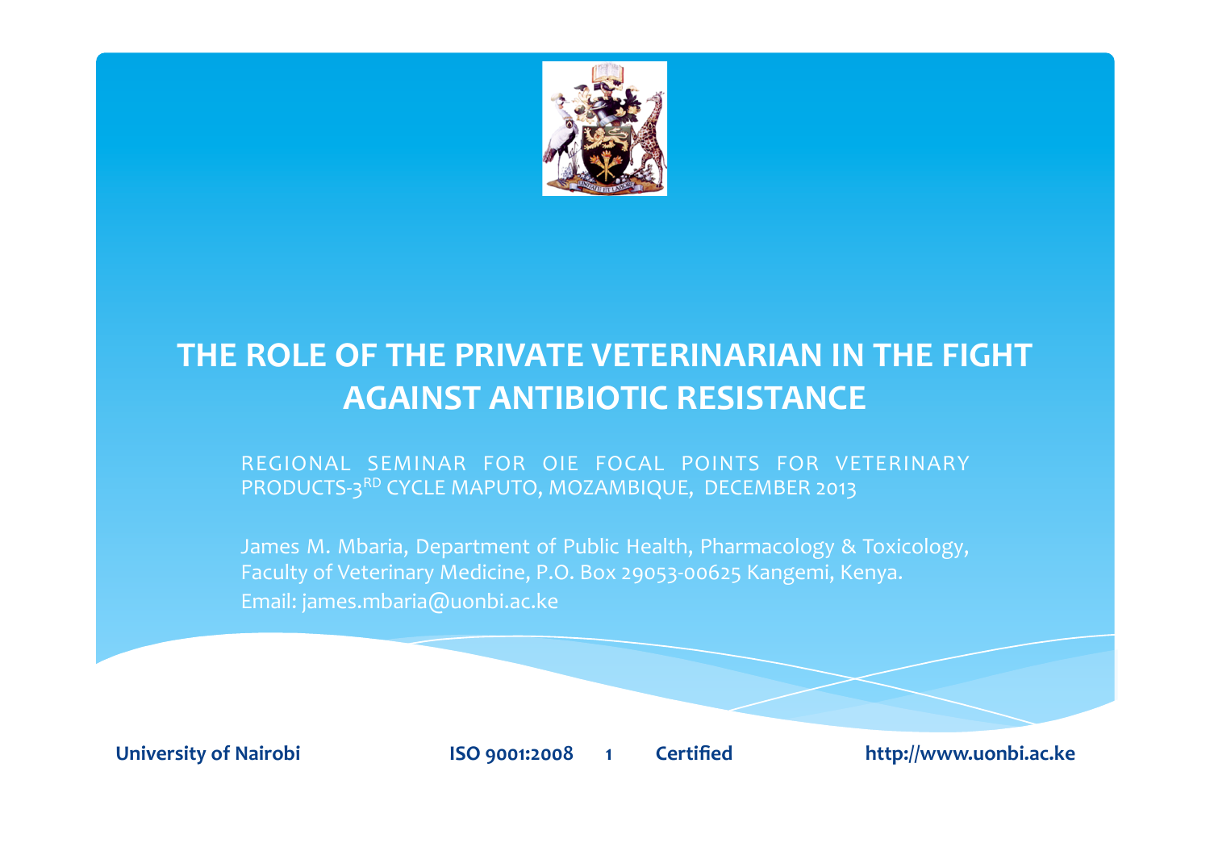# THE ROLE OF THE PRIVATE VETERINARIAN IN THE FIGHT AGAINST ANTIBIOTIC RESISTANCE

REGIONAL SEMINAR FOR OIE FOCAL POINTS FOR VETERINARY PRODUCTS-3RD CYCLE MAPUTO, MOZAMBIQUE, DECEMBER 2013

James M. Mbaria, Department of Public Health, Pharmacology & Toxicology, Faculty of Veterinary Medicine, P.O. Box 29053-00625 Kangemi, Kenya.
Email: james.mbaria@uonbi.ac.ke

University of Nairobi ISO 9001:2008 Certified http://www.uonbi.ac.ke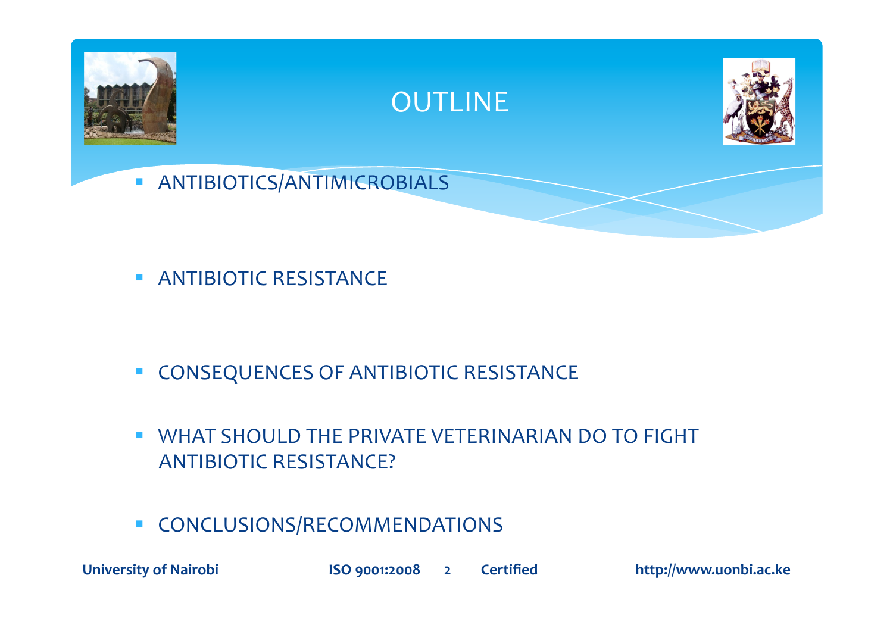# OUTLINE

- ANTIBIOTICS/ANTIMICROBIALS
- ANTIBIOTIC RESISTANCE
- CONSEQUENCES OF ANTIBIOTIC RESISTANCE
- WHAT SHOULD THE PRIVATE VETERINARIAN DO TO FIGHT ANTIBIOTIC RESISTANCE?
- CONCLUSIONS/RECOMMENDATIONS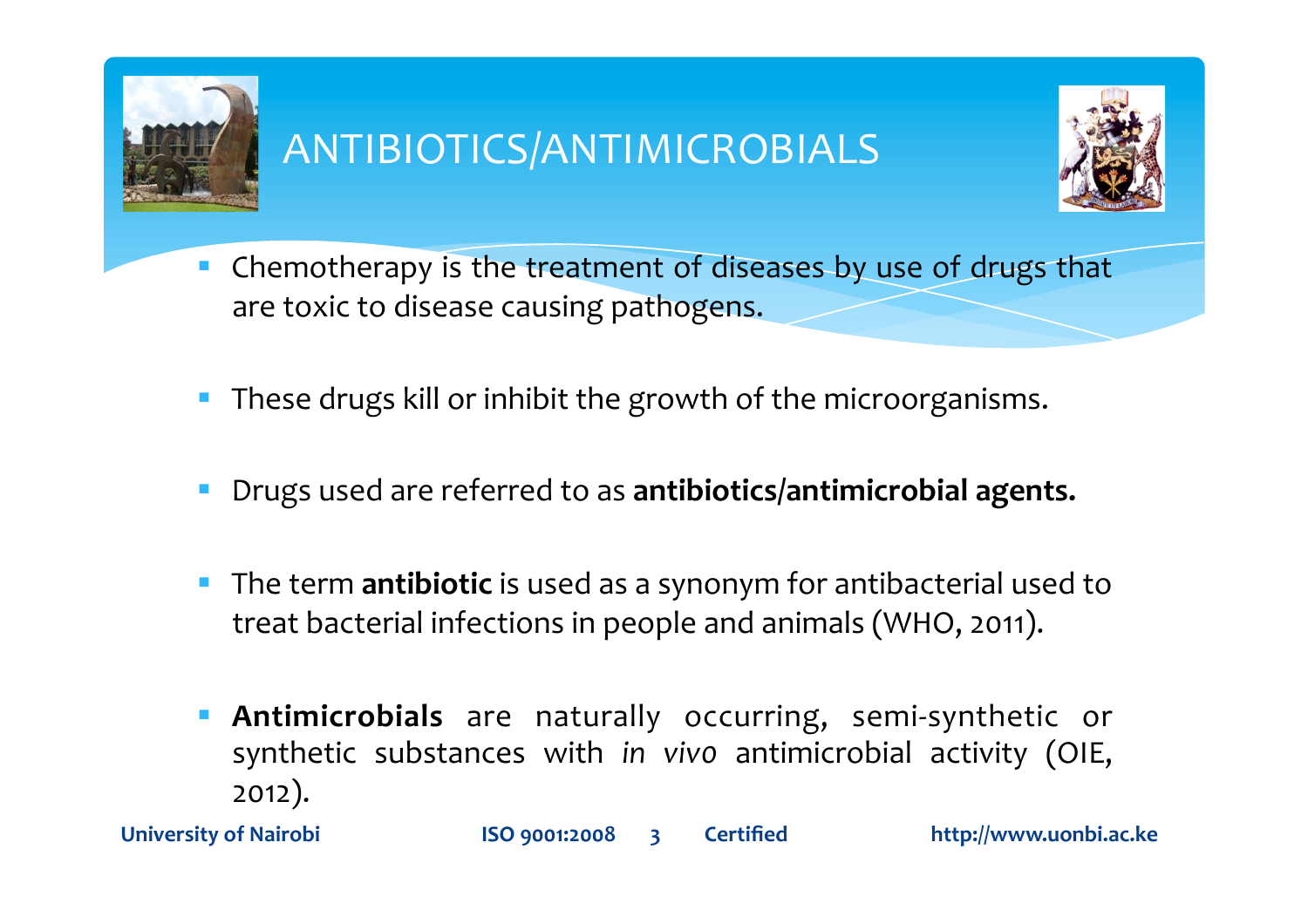# ANTIBIOTICS/ANTIMICROBIALS

- Chemotherapy is the treatment of diseases by use of drugs that are toxic to disease causing pathogens.
- These drugs kill or inhibit the growth of the microorganisms.
- Drugs used are referred to as **antibiotics/antimicrobial agents.**
- The term **antibiotic** is used as a synonym for antibacterial used to treat bacterial infections in people and animals (WHO, 2011).
- **Antimicrobials** are naturally occurring, semi-synthetic or synthetic substances with *in vivo* antimicrobial activity (OIE, 2012).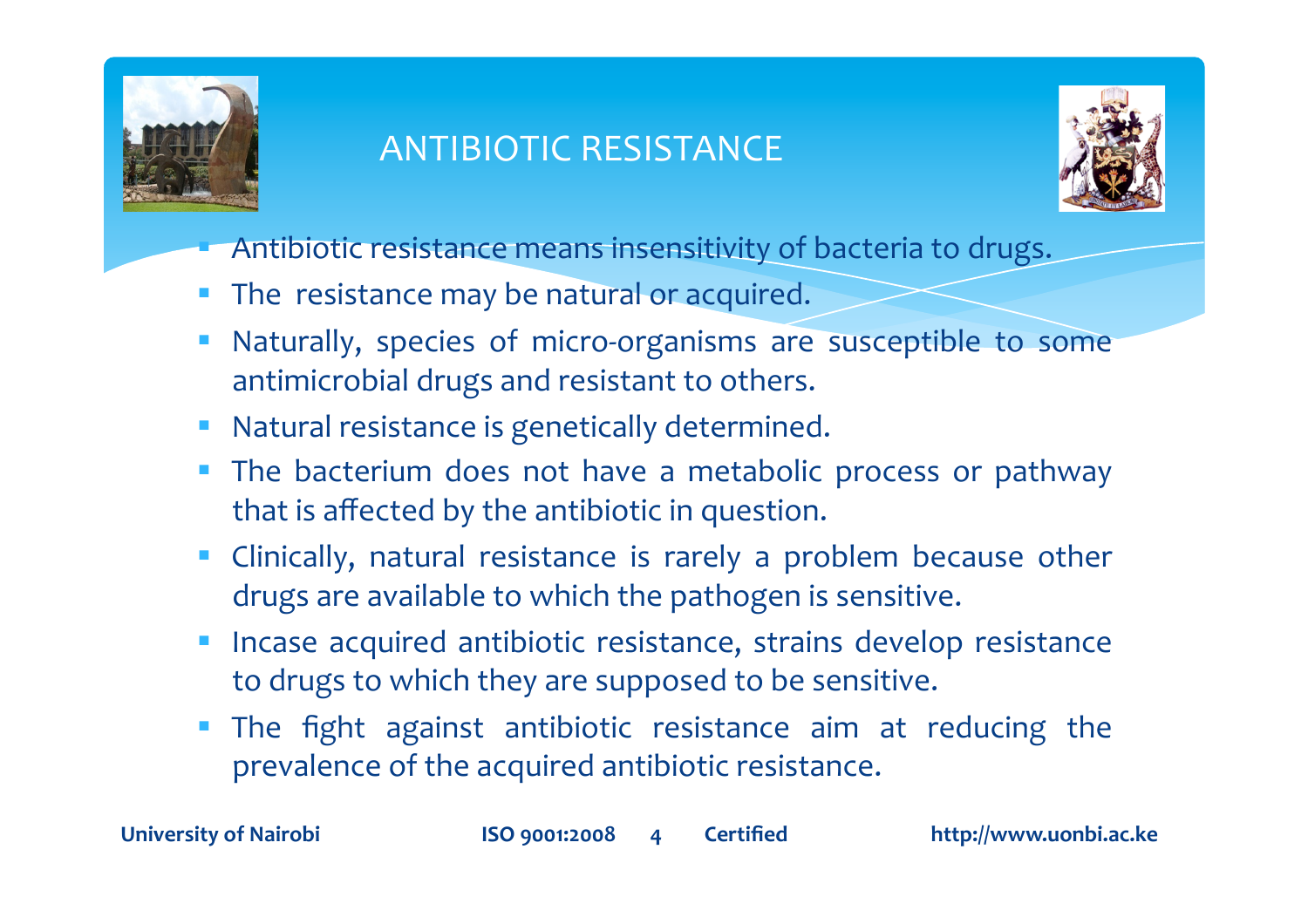# ANTIBIOTIC RESISTANCE

- Antibiotic resistance means insensitivity of bacteria to drugs.
- The resistance may be natural or acquired.
- Naturally, species of micro-organisms are susceptible to some antimicrobial drugs and resistant to others.
- Natural resistance is genetically determined.
- The bacterium does not have a metabolic process or pathway that is affected by the antibiotic in question.
- Clinically, natural resistance is rarely a problem because other drugs are available to which the pathogen is sensitive.
- Incase acquired antibiotic resistance, strains develop resistance to drugs to which they are supposed to be sensitive.
- The fight against antibiotic resistance aim at reducing the prevalence of the acquired antibiotic resistance.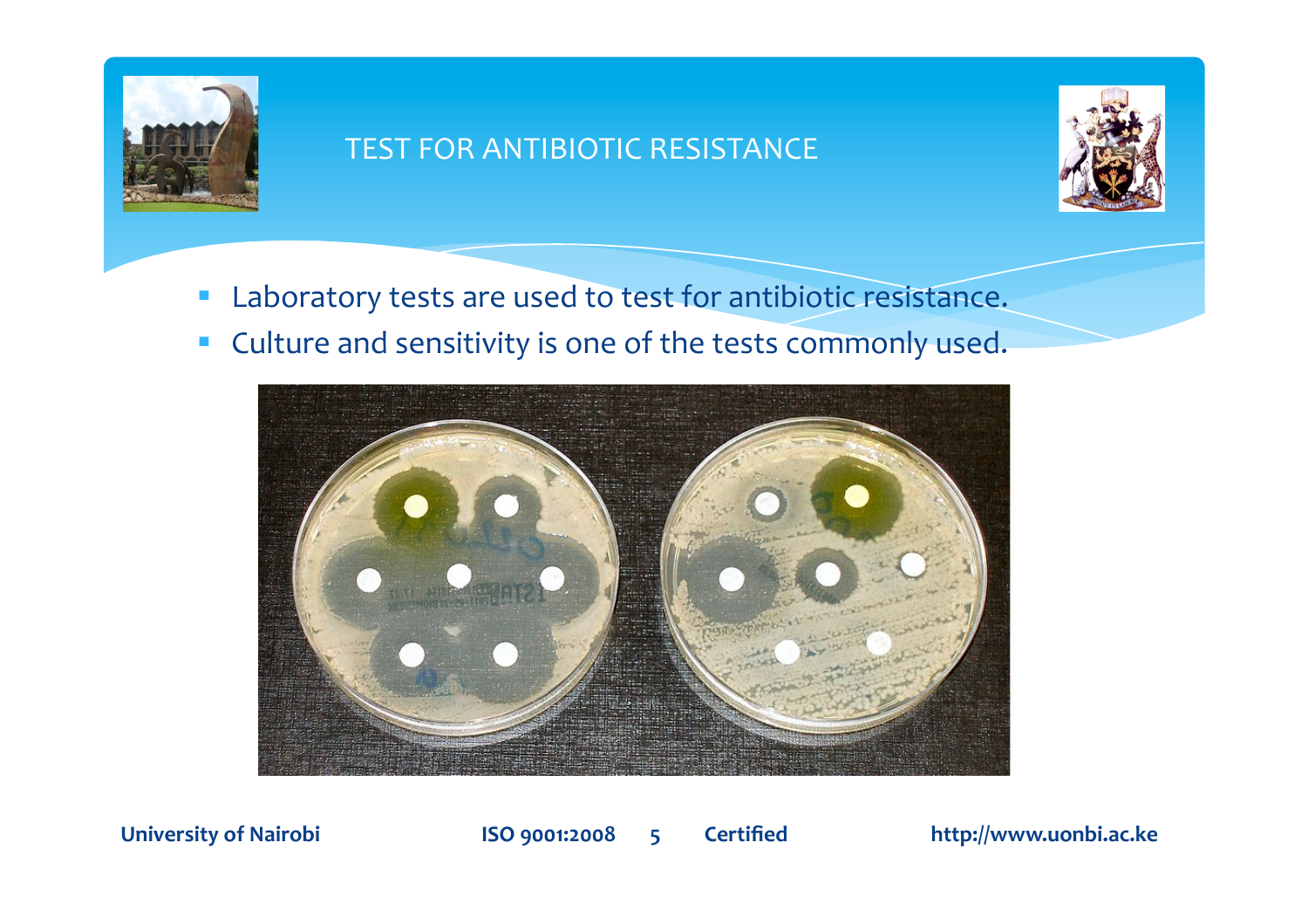# TEST FOR ANTIBIOTIC RESISTANCE

- Laboratory tests are used to test for antibiotic resistance.
- Culture and sensitivity is one of the tests commonly used.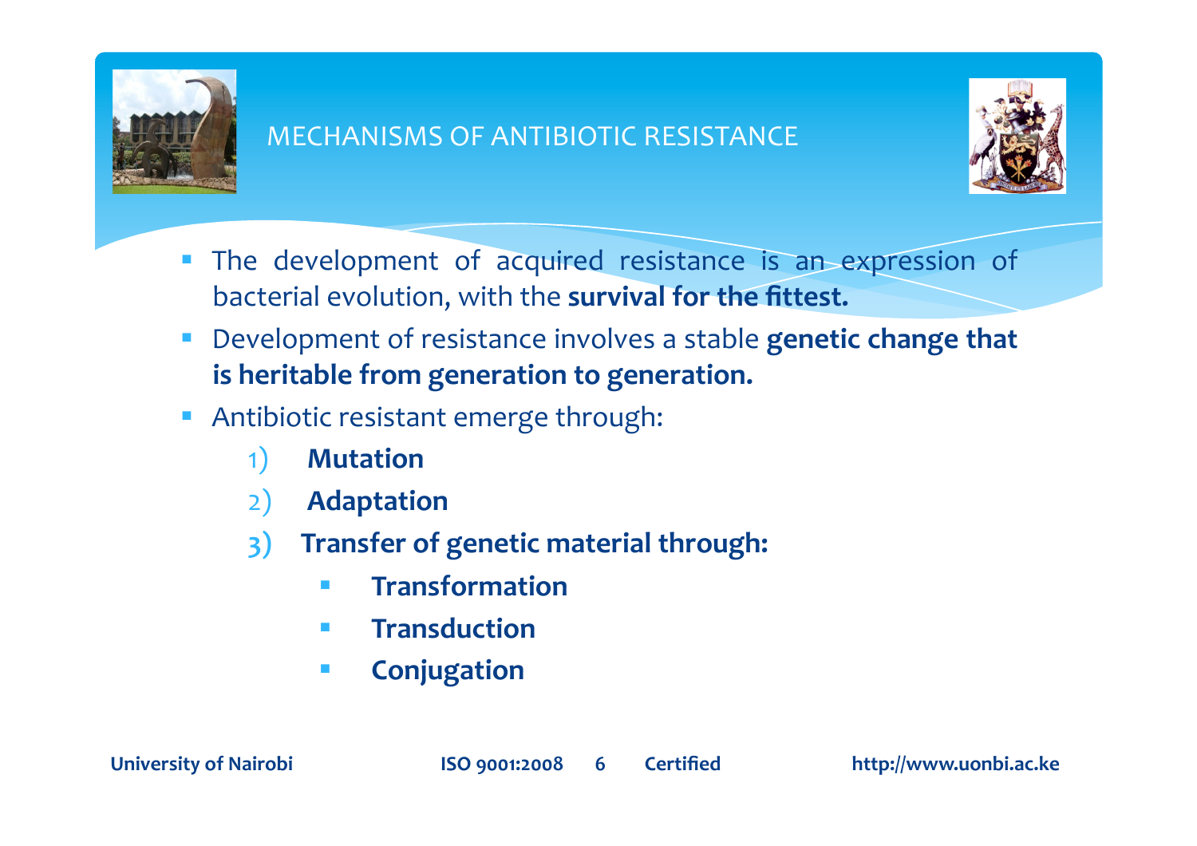# MECHANISMS OF ANTIBIOTIC RESISTANCE

- The development of acquired resistance is an expression of bacterial evolution, with the **survival for the fittest.**
- Development of resistance involves a stable **genetic change that is heritable from generation to generation.**
- Antibiotic resistant emerge through:
  1) **Mutation**
  2) **Adaptation**
  3) **Transfer of genetic material through:**
     - **Transformation**
     - **Transduction**
     - **Conjugation**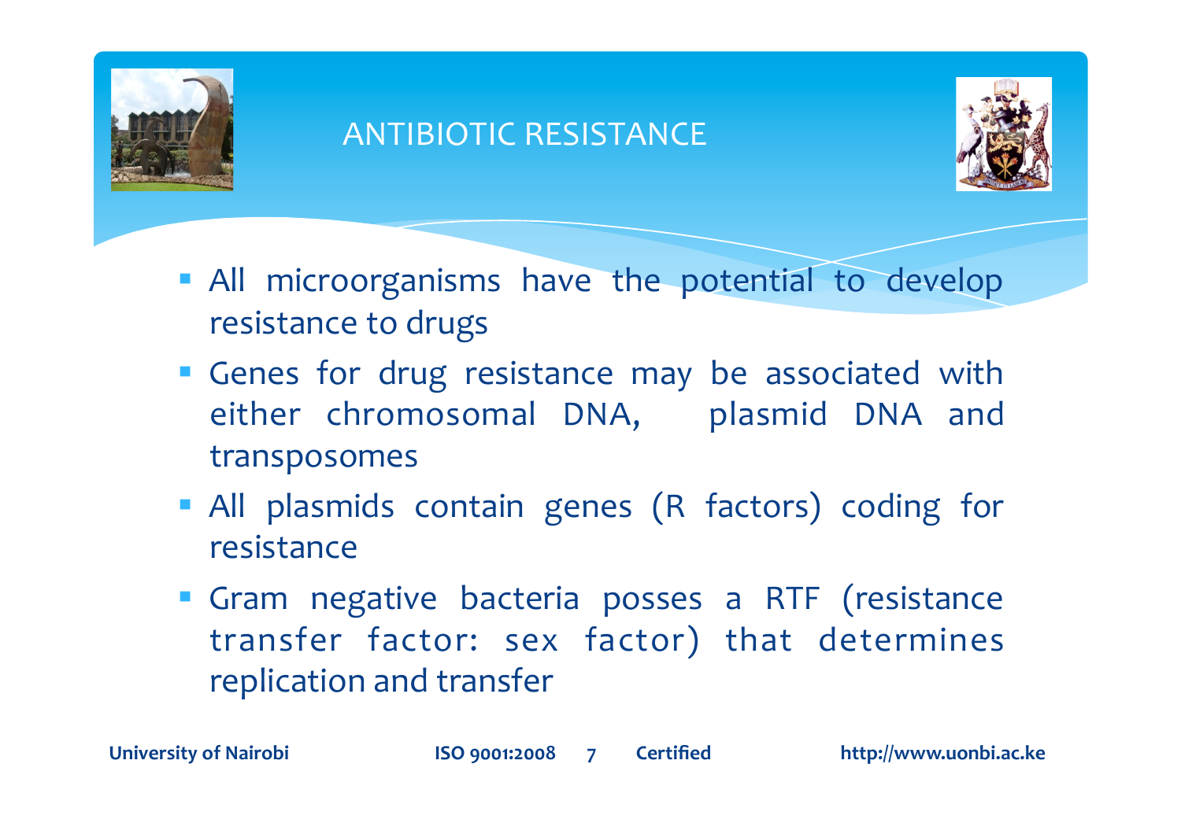# ANTIBIOTIC RESISTANCE

- All microorganisms have the potential to develop resistance to drugs
- Genes for drug resistance may be associated with either chromosomal DNA, plasmid DNA and transposomes
- All plasmids contain genes (R factors) coding for resistance
- Gram negative bacteria posses a RTF (resistance transfer factor: sex factor) that determines replication and transfer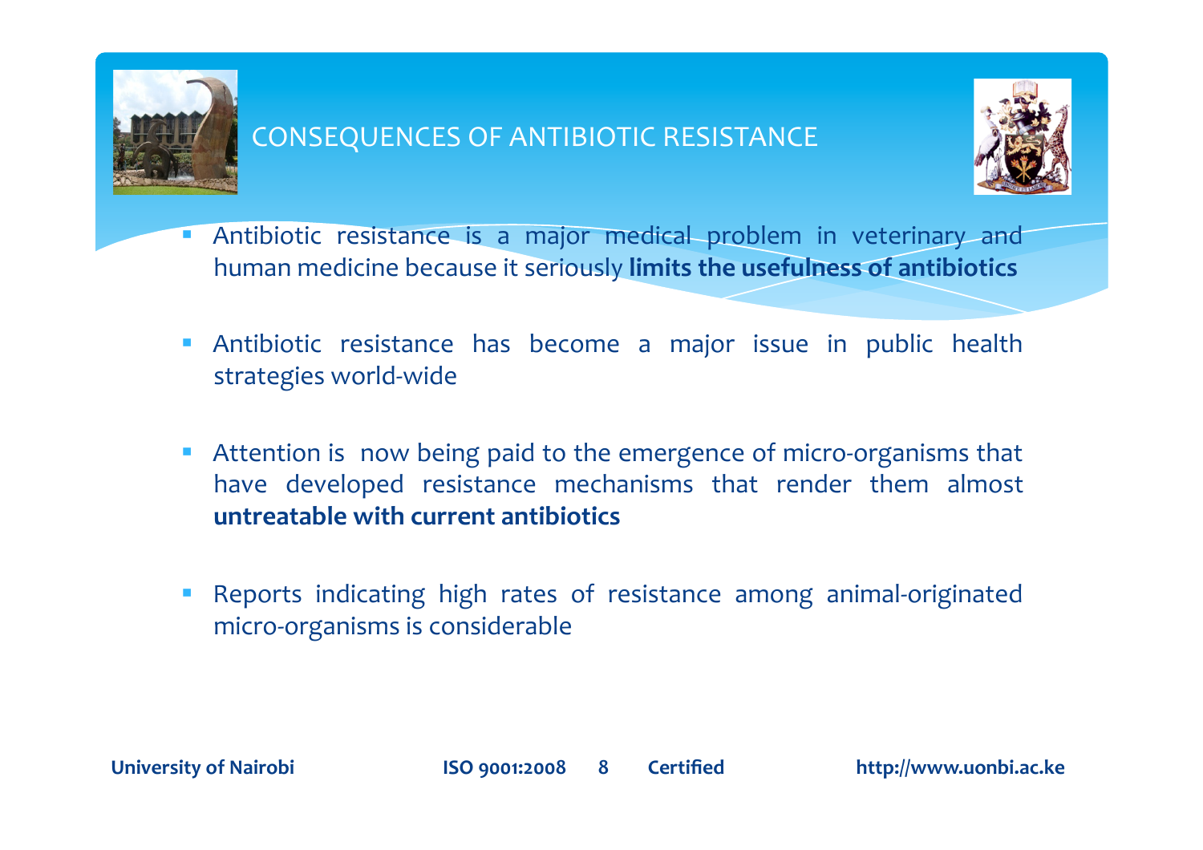# CONSEQUENCES OF ANTIBIOTIC RESISTANCE

- Antibiotic resistance is a major medical problem in veterinary and human medicine because it seriously **limits the usefulness of antibiotics**
- Antibiotic resistance has become a major issue in public health strategies world-wide
- Attention is now being paid to the emergence of micro-organisms that have developed resistance mechanisms that render them almost **untreatable with current antibiotics**
- Reports indicating high rates of resistance among animal-originated micro-organisms is considerable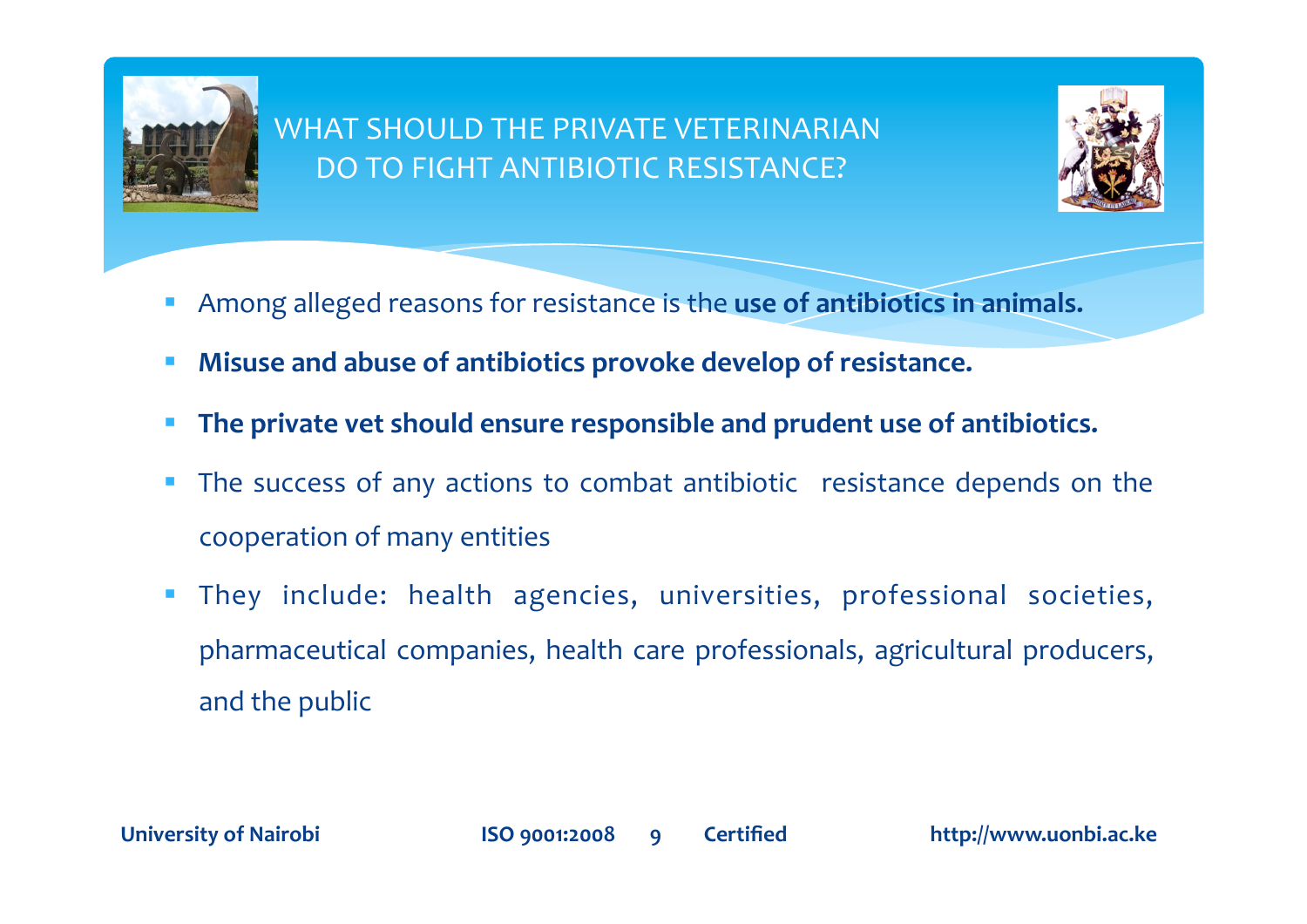# WHAT SHOULD THE PRIVATE VETERINARIAN DO TO FIGHT ANTIBIOTIC RESISTANCE?

- Among alleged reasons for resistance is the **use of antibiotics in animals.**
- **Misuse and abuse of antibiotics provoke develop of resistance.**
- **The private vet should ensure responsible and prudent use of antibiotics.**
- The success of any actions to combat antibiotic resistance depends on the cooperation of many entities
- They include: health agencies, universities, professional societies, pharmaceutical companies, health care professionals, agricultural producers, and the public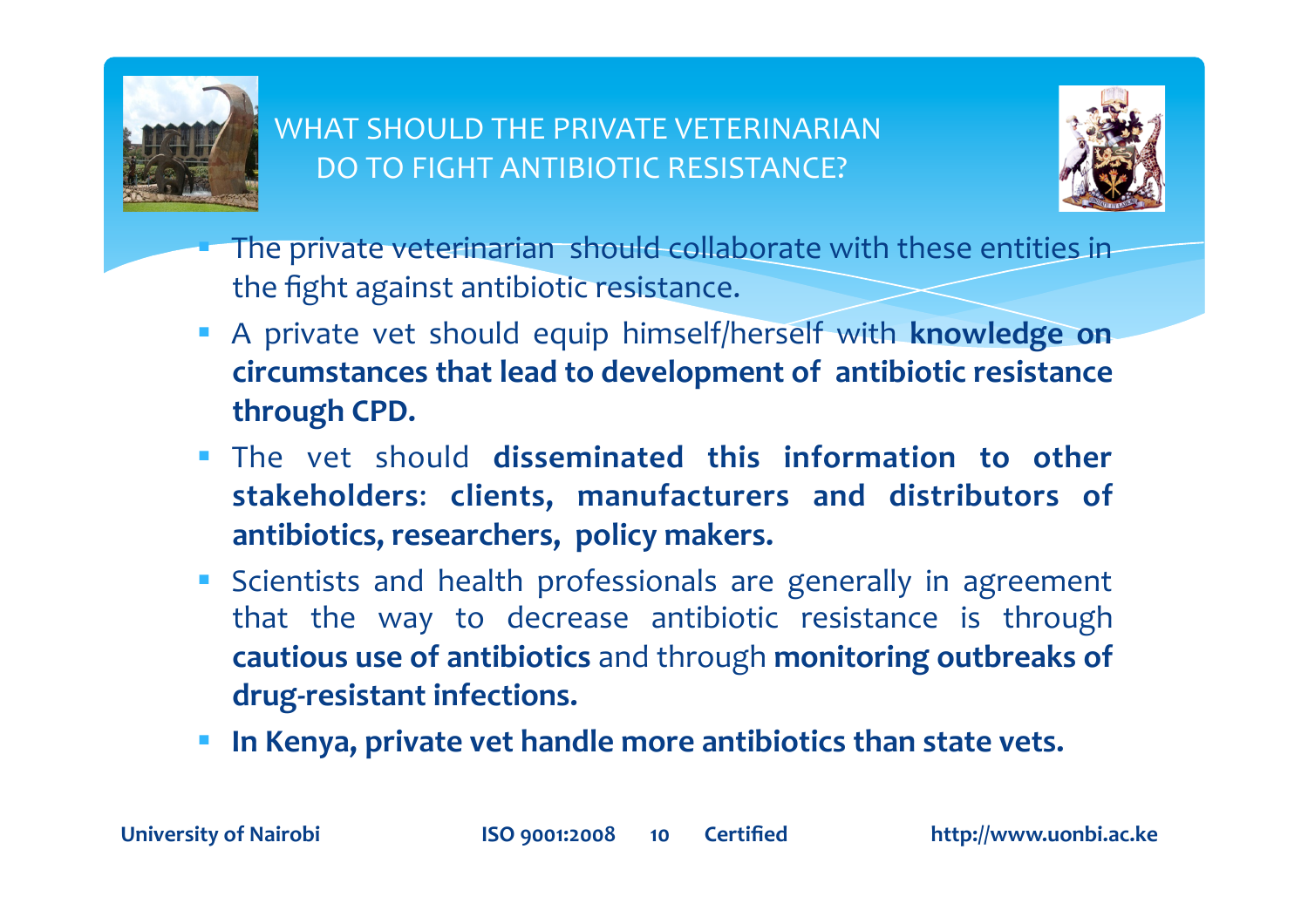# WHAT SHOULD THE PRIVATE VETERINARIAN DO TO FIGHT ANTIBIOTIC RESISTANCE?

- The private veterinarian should collaborate with these entities in the fight against antibiotic resistance.
- A private vet should equip himself/herself with **knowledge on circumstances that lead to development of antibiotic resistance through CPD.**
- The vet should **disseminated this information to other stakeholders**: **clients, manufacturers and distributors of antibiotics, researchers, policy makers.**
- Scientists and health professionals are generally in agreement that the way to decrease antibiotic resistance is through **cautious use of antibiotics** and through **monitoring outbreaks of drug-resistant infections.**
- **In Kenya, private vet handle more antibiotics than state vets.**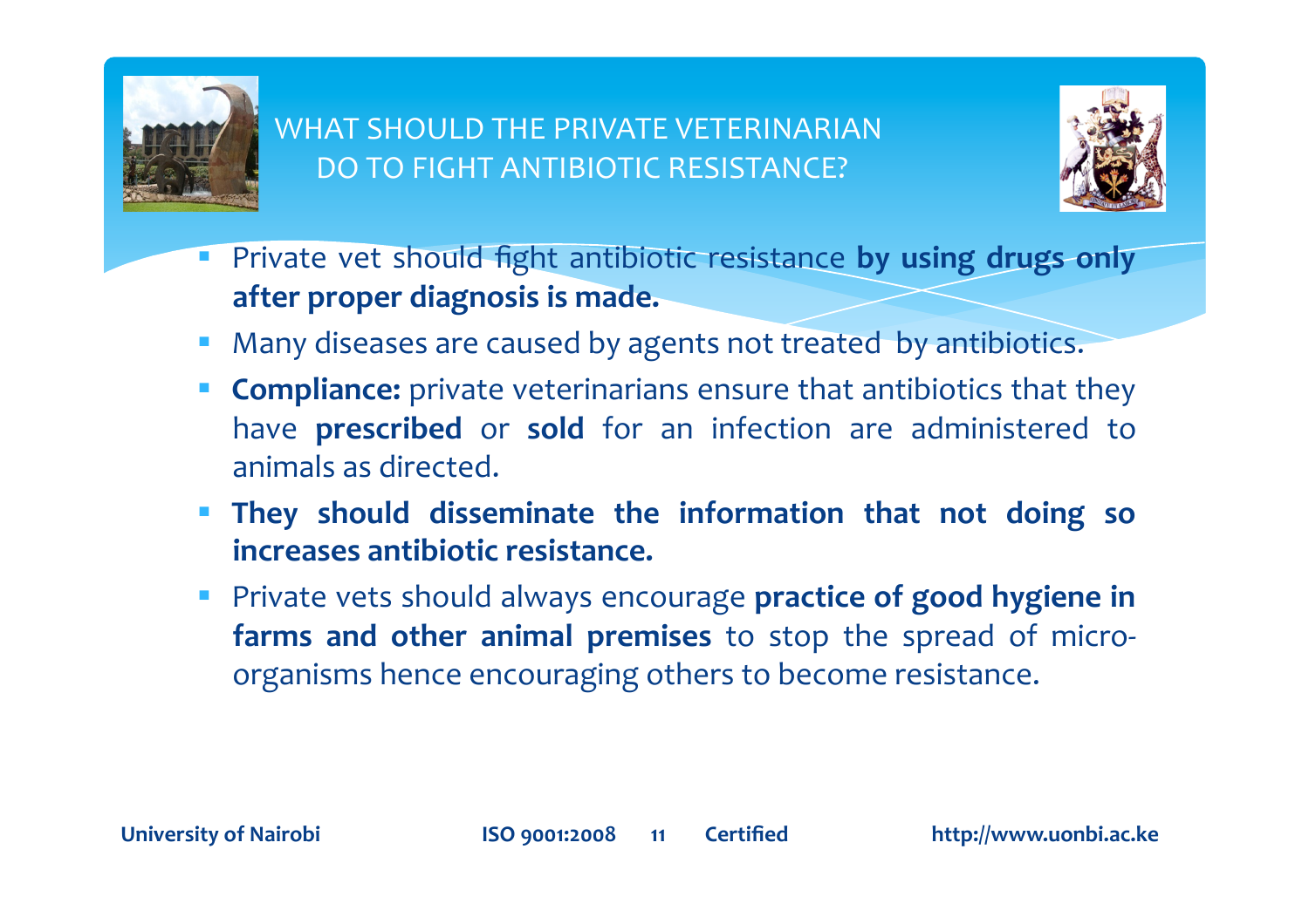# WHAT SHOULD THE PRIVATE VETERINARIAN DO TO FIGHT ANTIBIOTIC RESISTANCE?

- Private vet should fight antibiotic resistance **by using drugs only after proper diagnosis is made.**
- Many diseases are caused by agents not treated by antibiotics.
- **Compliance:** private veterinarians ensure that antibiotics that they have **prescribed** or **sold** for an infection are administered to animals as directed.
- **They should disseminate the information that not doing so increases antibiotic resistance.**
- Private vets should always encourage **practice of good hygiene in farms and other animal premises** to stop the spread of micro-organisms hence encouraging others to become resistance.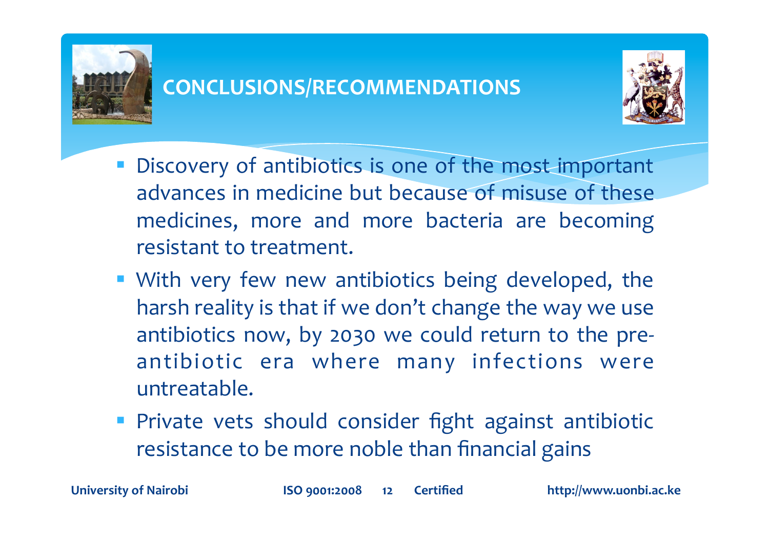# CONCLUSIONS/RECOMMENDATIONS

- Discovery of antibiotics is one of the most important advances in medicine but because of misuse of these medicines, more and more bacteria are becoming resistant to treatment.
- With very few new antibiotics being developed, the harsh reality is that if we don't change the way we use antibiotics now, by 2030 we could return to the pre-antibiotic era where many infections were untreatable.
- Private vets should consider fight against antibiotic resistance to be more noble than financial gains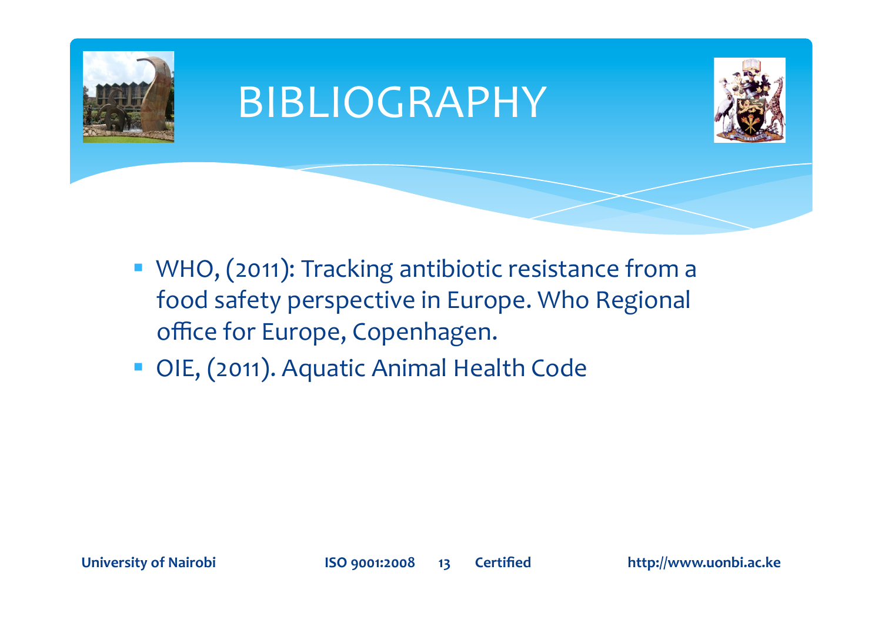# BIBLIOGRAPHY

- WHO, (2011): Tracking antibiotic resistance from a food safety perspective in Europe. Who Regional office for Europe, Copenhagen.
- OIE, (2011). Aquatic Animal Health Code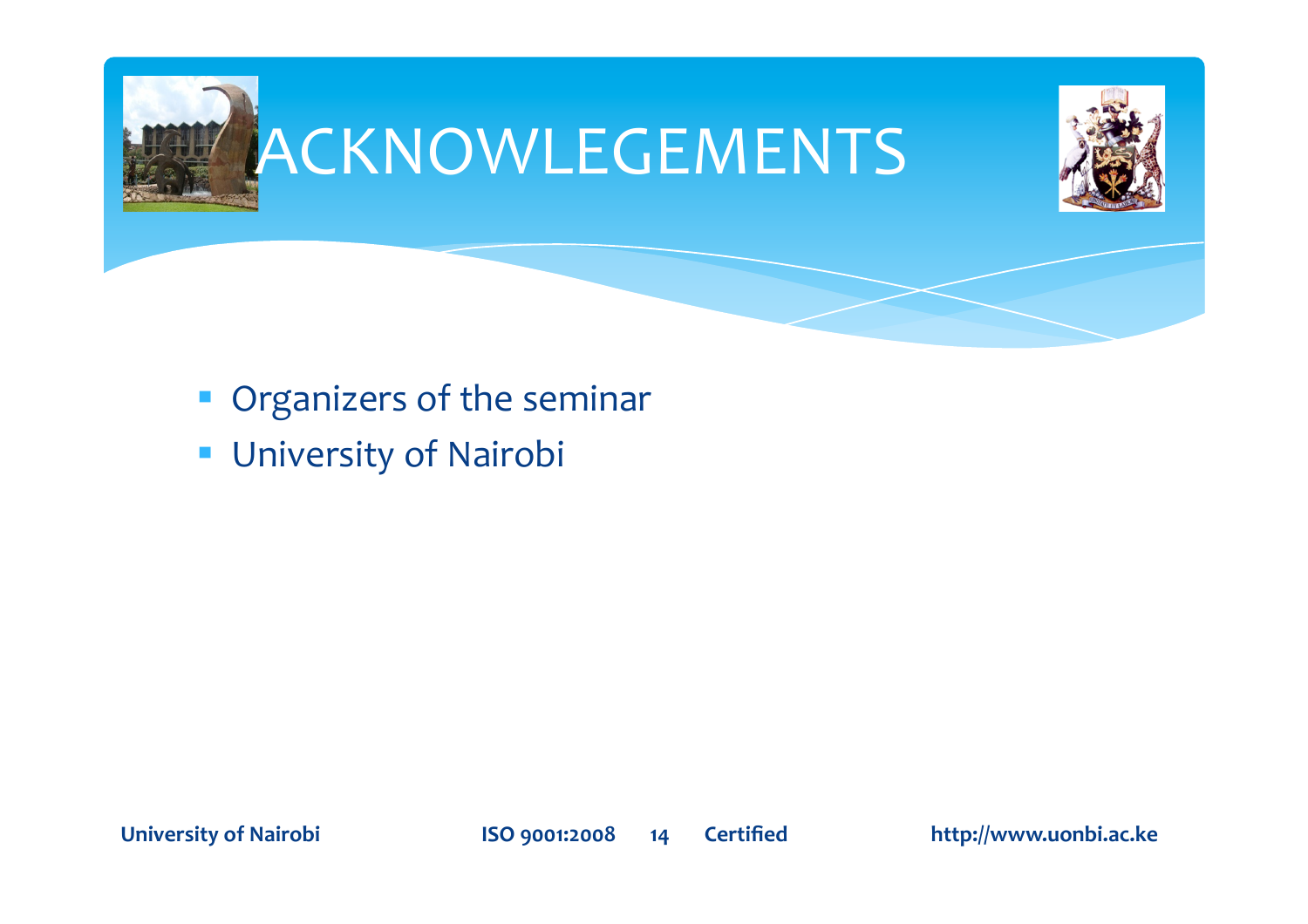# ACKNOWLEGEMENTS

- Organizers of the seminar
- University of Nairobi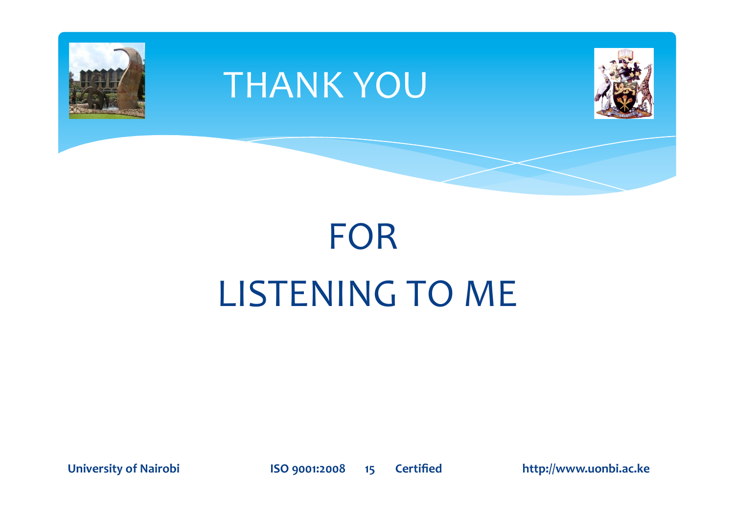# THANK YOU

FOR

LISTENING TO ME